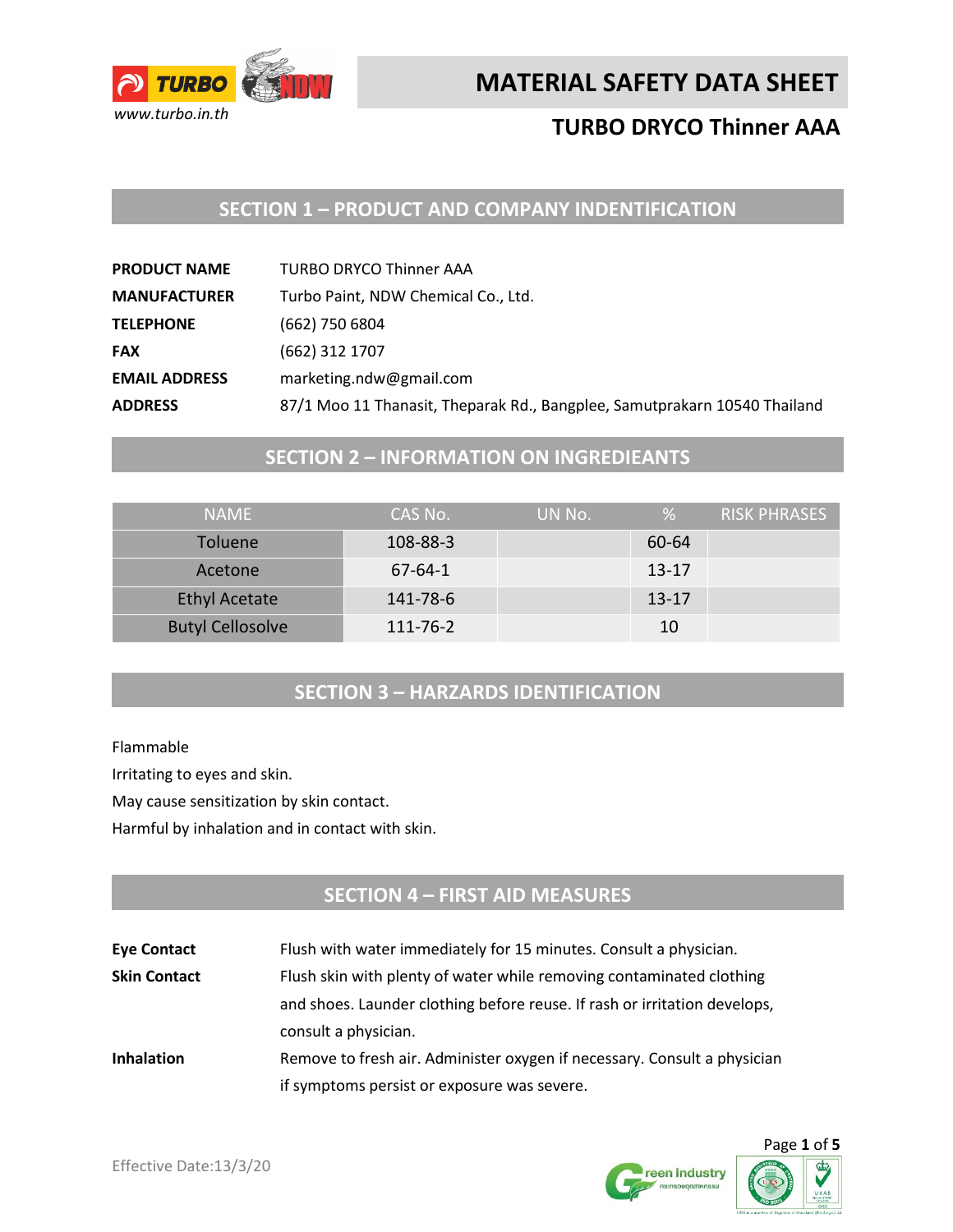www.turbo.in.th

# MATERIAL SAFETY DATA SHEET

## TURBO DRYCO Thinner AAA

## SECTION 1 – PRODUCT AND COMPANY INDENTIFICATION

**PRODUCT NAME** TURBO DRYCO Thinner AAA

**MANUFACTURER** Turbo Paint, NDW Chemical Co., Ltd.

**TELEPHONE** (662) 750 6804

**FAX** (662) 312 1707

**EMAIL ADDRESS** marketing.ndw@gmail.com

**ADDRESS** 87/1 Moo 11 Thanasit, Theparak Rd., Bangplee, Samutprakarn 10540 Thailand

## SECTION 2 – INFORMATION ON INGREDIEANTS

| NAME | CAS No. | UN No. | % | RISK PHRASES |
|---|---|---|---|---|
| Toluene | 108-88-3 | | 60-64 | |
| Acetone | 67-64-1 | | 13-17 | |
| Ethyl Acetate | 141-78-6 | | 13-17 | |
| Butyl Cellosolve | 111-76-2 | | 10 | |

## SECTION 3 – HARZARDS IDENTIFICATION

Flammable

Irritating to eyes and skin.

May cause sensitization by skin contact.

Harmful by inhalation and in contact with skin.

## SECTION 4 – FIRST AID MEASURES

**Eye Contact** Flush with water immediately for 15 minutes. Consult a physician.

**Skin Contact** Flush skin with plenty of water while removing contaminated clothing and shoes. Launder clothing before reuse. If rash or irritation develops, consult a physician.

**Inhalation** Remove to fresh air. Administer oxygen if necessary. Consult a physician if symptoms persist or exposure was severe.

Effective Date:13/3/20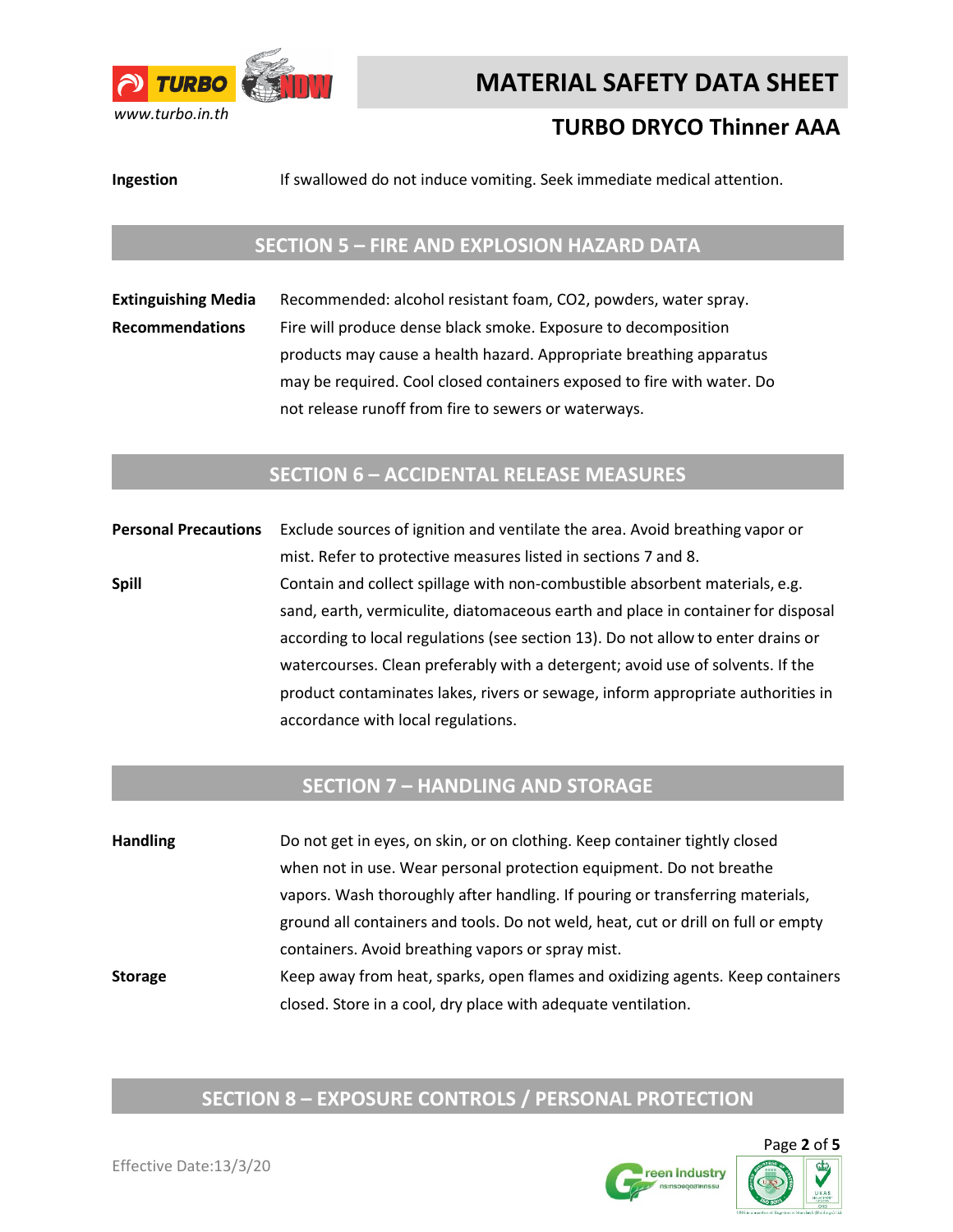**Ingestion** If swallowed do not induce vomiting. Seek immediate medical attention.

## SECTION 5 – FIRE AND EXPLOSION HAZARD DATA

**Extinguishing Media** Recommended: alcohol resistant foam, $CO_2$, powders, water spray.

**Recommendations** Fire will produce dense black smoke. Exposure to decomposition products may cause a health hazard. Appropriate breathing apparatus may be required. Cool closed containers exposed to fire with water. Do not release runoff from fire to sewers or waterways.

## SECTION 6 – ACCIDENTAL RELEASE MEASURES

**Personal Precautions** Exclude sources of ignition and ventilate the area. Avoid breathing vapor or mist. Refer to protective measures listed in sections 7 and 8.

**Spill** Contain and collect spillage with non-combustible absorbent materials, e.g. sand, earth, vermiculite, diatomaceous earth and place in container for disposal according to local regulations (see section 13). Do not allow to enter drains or watercourses. Clean preferably with a detergent; avoid use of solvents. If the product contaminates lakes, rivers or sewage, inform appropriate authorities in accordance with local regulations.

## SECTION 7 – HANDLING AND STORAGE

**Handling** Do not get in eyes, on skin, or on clothing. Keep container tightly closed when not in use. Wear personal protection equipment. Do not breathe vapors. Wash thoroughly after handling. If pouring or transferring materials, ground all containers and tools. Do not weld, heat, cut or drill on full or empty containers. Avoid breathing vapors or spray mist.

**Storage** Keep away from heat, sparks, open flames and oxidizing agents. Keep containers closed. Store in a cool, dry place with adequate ventilation.

## SECTION 8 – EXPOSURE CONTROLS / PERSONAL PROTECTION

Effective Date:13/3/20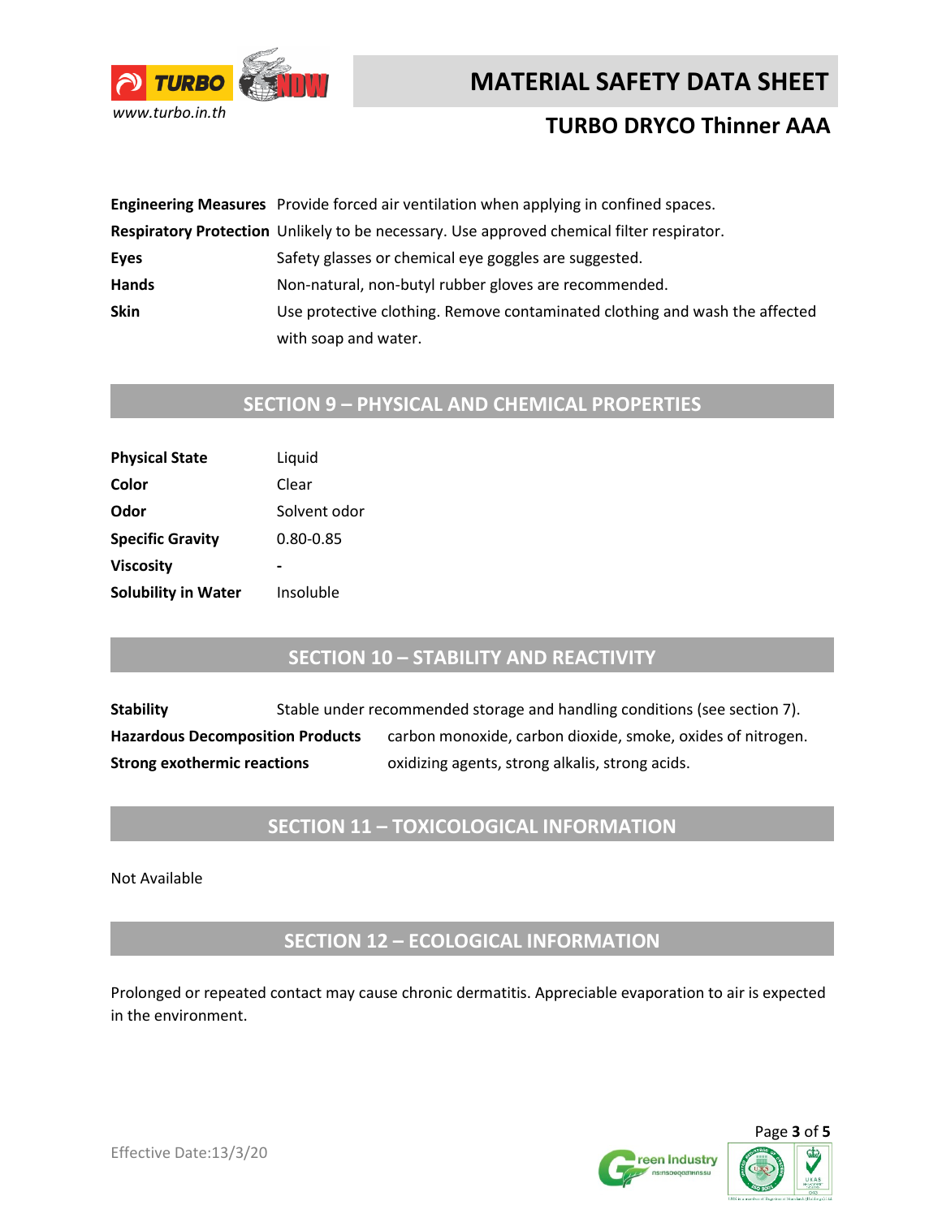| | |
|---|---|
| **Engineering Measures** | Provide forced air ventilation when applying in confined spaces. |
| **Respiratory Protection** | Unlikely to be necessary. Use approved chemical filter respirator. |
| **Eyes** | Safety glasses or chemical eye goggles are suggested. |
| **Hands** | Non-natural, non-butyl rubber gloves are recommended. |
| **Skin** | Use protective clothing. Remove contaminated clothing and wash the affected with soap and water. |

## SECTION 9 – PHYSICAL AND CHEMICAL PROPERTIES

| | |
|---|---|
| **Physical State** | Liquid |
| **Color** | Clear |
| **Odor** | Solvent odor |
| **Specific Gravity** | 0.80-0.85 |
| **Viscosity** | - |
| **Solubility in Water** | Insoluble |

## SECTION 10 – STABILITY AND REACTIVITY

| | |
|---|---|
| **Stability** | Stable under recommended storage and handling conditions (see section 7). |
| **Hazardous Decomposition Products** | carbon monoxide, carbon dioxide, smoke, oxides of nitrogen. |
| **Strong exothermic reactions** | oxidizing agents, strong alkalis, strong acids. |

## SECTION 11 – TOXICOLOGICAL INFORMATION

Not Available

## SECTION 12 – ECOLOGICAL INFORMATION

Prolonged or repeated contact may cause chronic dermatitis. Appreciable evaporation to air is expected in the environment.

Effective Date:13/3/20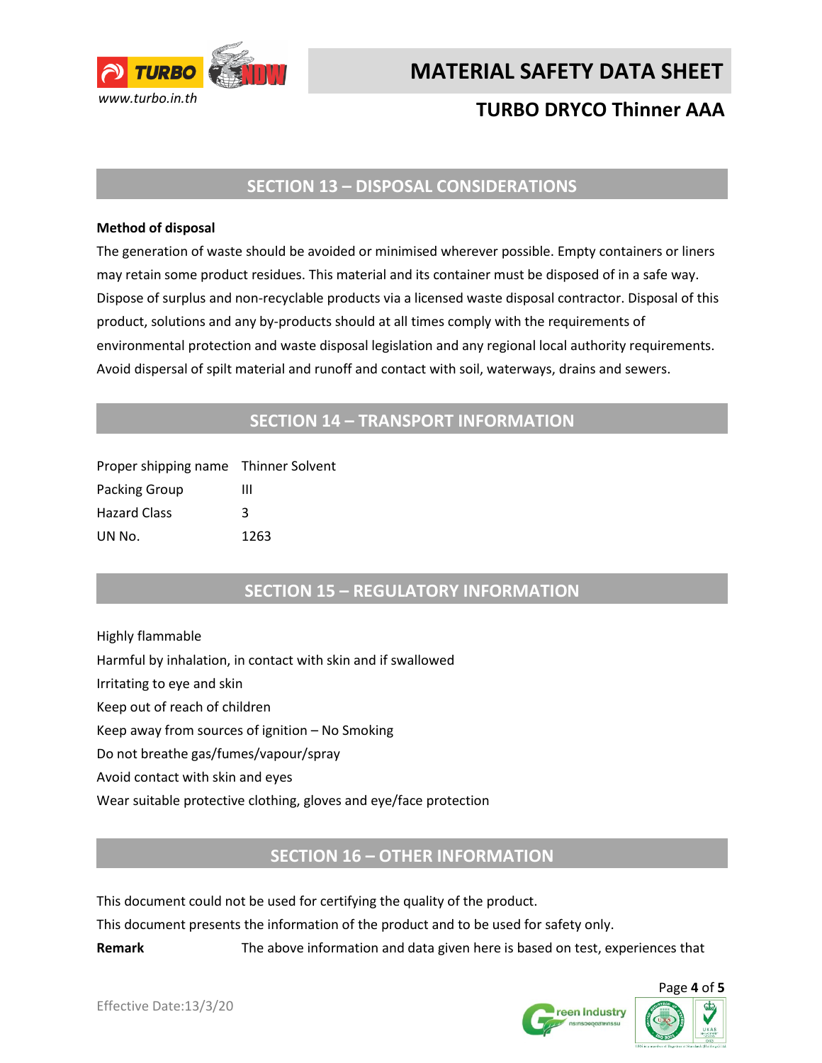## SECTION 13 – DISPOSAL CONSIDERATIONS

**Method of disposal**

The generation of waste should be avoided or minimised wherever possible. Empty containers or liners may retain some product residues. This material and its container must be disposed of in a safe way. Dispose of surplus and non-recyclable products via a licensed waste disposal contractor. Disposal of this product, solutions and any by-products should at all times comply with the requirements of environmental protection and waste disposal legislation and any regional local authority requirements. Avoid dispersal of spilt material and runoff and contact with soil, waterways, drains and sewers.

## SECTION 14 – TRANSPORT INFORMATION

| | |
|---|---|
| Proper shipping name | Thinner Solvent |
| Packing Group | III |
| Hazard Class | 3 |
| UN No. | 1263 |

## SECTION 15 – REGULATORY INFORMATION

Highly flammable

Harmful by inhalation, in contact with skin and if swallowed

Irritating to eye and skin

Keep out of reach of children

Keep away from sources of ignition – No Smoking

Do not breathe gas/fumes/vapour/spray

Avoid contact with skin and eyes

Wear suitable protective clothing, gloves and eye/face protection

## SECTION 16 – OTHER INFORMATION

This document could not be used for certifying the quality of the product.

This document presents the information of the product and to be used for safety only.

**Remark** The above information and data given here is based on test, experiences that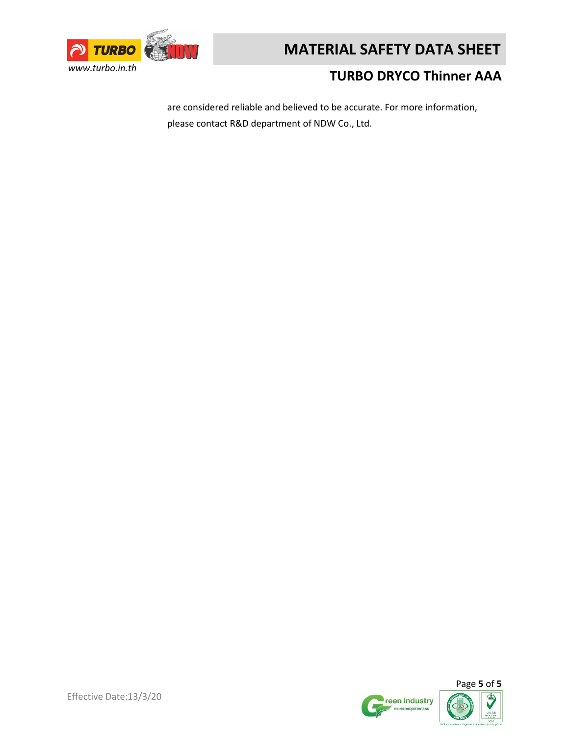are considered reliable and believed to be accurate. For more information, please contact R&D department of NDW Co., Ltd.